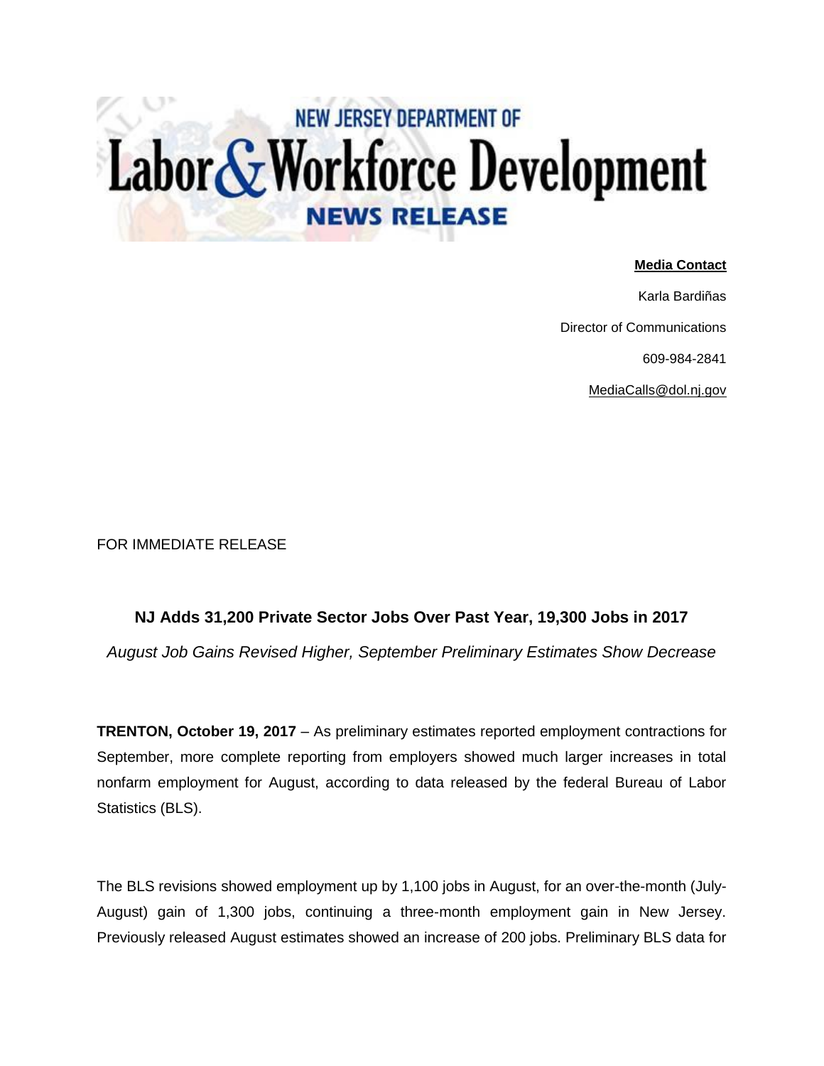# NEW JERSEY DEPARTMENT OF Labor & Workforce Development NEWS RELEASE

**Media Contact**

Karla Bardiñas

Director of Communications

609-984-2841

MediaCalls@dol.nj.gov

FOR IMMEDIATE RELEASE

## NJ Adds 31,200 Private Sector Jobs Over Past Year, 19,300 Jobs in 2017

*August Job Gains Revised Higher, September Preliminary Estimates Show Decrease*

**TRENTON, October 19, 2017** – As preliminary estimates reported employment contractions for September, more complete reporting from employers showed much larger increases in total nonfarm employment for August, according to data released by the federal Bureau of Labor Statistics (BLS).

The BLS revisions showed employment up by 1,100 jobs in August, for an over-the-month (July-August) gain of 1,300 jobs, continuing a three-month employment gain in New Jersey. Previously released August estimates showed an increase of 200 jobs. Preliminary BLS data for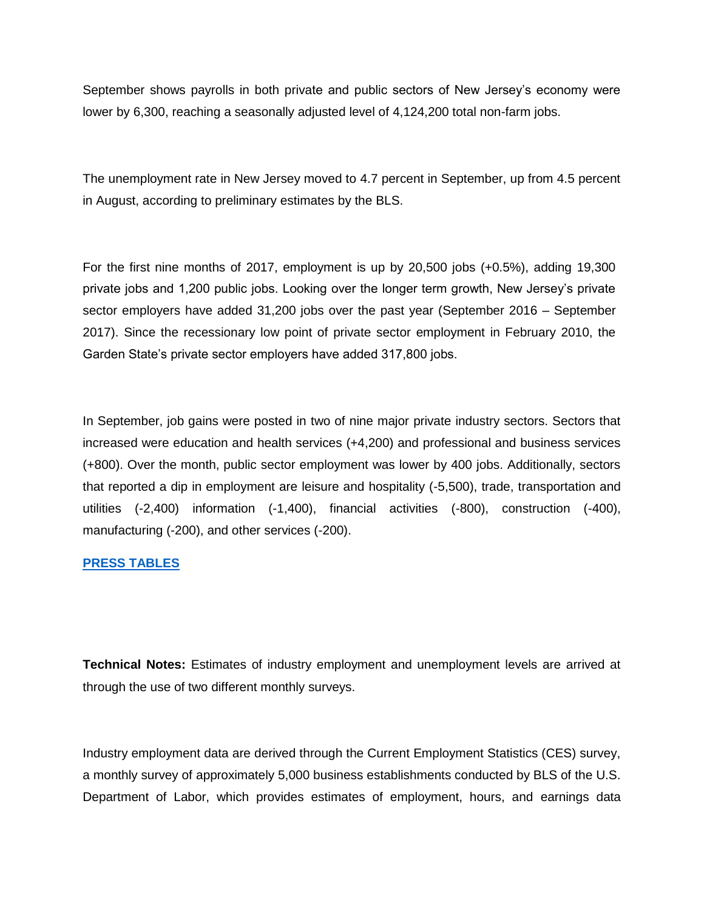September shows payrolls in both private and public sectors of New Jersey's economy were lower by 6,300, reaching a seasonally adjusted level of 4,124,200 total non-farm jobs.

The unemployment rate in New Jersey moved to 4.7 percent in September, up from 4.5 percent in August, according to preliminary estimates by the BLS.

For the first nine months of 2017, employment is up by 20,500 jobs (+0.5%), adding 19,300 private jobs and 1,200 public jobs. Looking over the longer term growth, New Jersey's private sector employers have added 31,200 jobs over the past year (September 2016 – September 2017). Since the recessionary low point of private sector employment in February 2010, the Garden State's private sector employers have added 317,800 jobs.

In September, job gains were posted in two of nine major private industry sectors. Sectors that increased were education and health services (+4,200) and professional and business services (+800). Over the month, public sector employment was lower by 400 jobs. Additionally, sectors that reported a dip in employment are leisure and hospitality (-5,500), trade, transportation and utilities (-2,400) information (-1,400), financial activities (-800), construction (-400), manufacturing (-200), and other services (-200).

**PRESS TABLES**

**Technical Notes:** Estimates of industry employment and unemployment levels are arrived at through the use of two different monthly surveys.

Industry employment data are derived through the Current Employment Statistics (CES) survey, a monthly survey of approximately 5,000 business establishments conducted by BLS of the U.S. Department of Labor, which provides estimates of employment, hours, and earnings data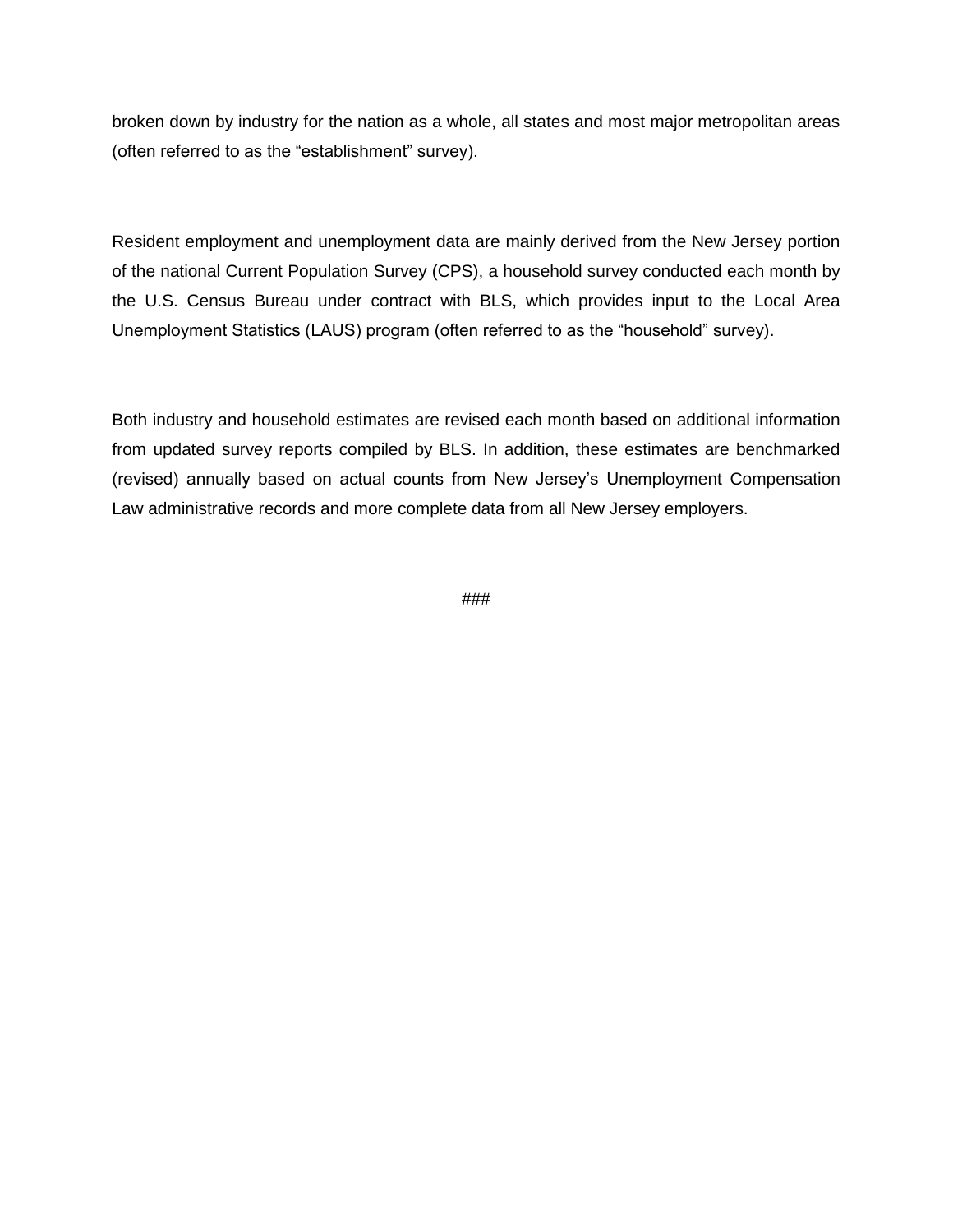broken down by industry for the nation as a whole, all states and most major metropolitan areas (often referred to as the "establishment" survey).

Resident employment and unemployment data are mainly derived from the New Jersey portion of the national Current Population Survey (CPS), a household survey conducted each month by the U.S. Census Bureau under contract with BLS, which provides input to the Local Area Unemployment Statistics (LAUS) program (often referred to as the "household" survey).

Both industry and household estimates are revised each month based on additional information from updated survey reports compiled by BLS. In addition, these estimates are benchmarked (revised) annually based on actual counts from New Jersey's Unemployment Compensation Law administrative records and more complete data from all New Jersey employers.

###